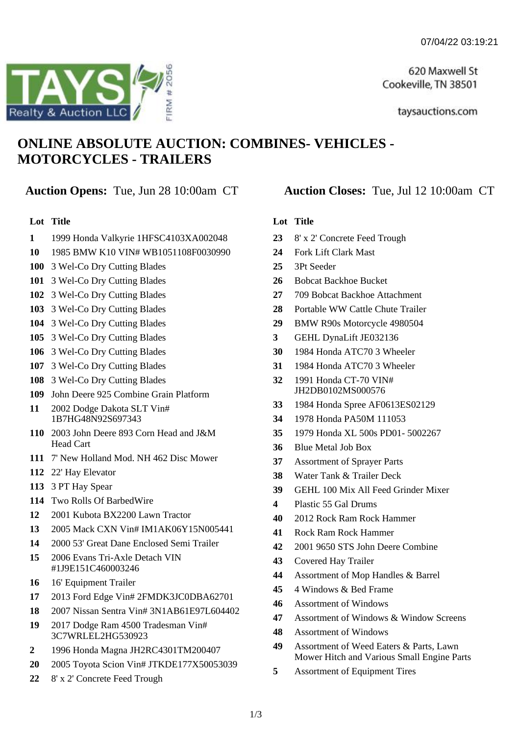07/04/22 03:19:21

TAYS Realty & Auction LLC — FIRM # 2056

620 Maxwell St
Cookeville, TN 38501

taysauctions.com

# ONLINE ABSOLUTE AUCTION: COMBINES- VEHICLES - MOTORCYCLES - TRAILERS

**Auction Opens:** Tue, Jun 28 10:00am CT

**Auction Closes:** Tue, Jul 12 10:00am CT

| Lot | Title |
|---|---|
| 1 | 1999 Honda Valkyrie 1HFSC4103XA002048 |
| 10 | 1985 BMW K10 VIN# WB1051108F0030990 |
| 100 | 3 Wel-Co Dry Cutting Blades |
| 101 | 3 Wel-Co Dry Cutting Blades |
| 102 | 3 Wel-Co Dry Cutting Blades |
| 103 | 3 Wel-Co Dry Cutting Blades |
| 104 | 3 Wel-Co Dry Cutting Blades |
| 105 | 3 Wel-Co Dry Cutting Blades |
| 106 | 3 Wel-Co Dry Cutting Blades |
| 107 | 3 Wel-Co Dry Cutting Blades |
| 108 | 3 Wel-Co Dry Cutting Blades |
| 109 | John Deere 925 Combine Grain Platform |
| 11 | 2002 Dodge Dakota SLT Vin# 1B7HG48N92S697343 |
| 110 | 2003 John Deere 893 Corn Head and J&M Head Cart |
| 111 | 7' New Holland Mod. NH 462 Disc Mower |
| 112 | 22' Hay Elevator |
| 113 | 3 PT Hay Spear |
| 114 | Two Rolls Of BarbedWire |
| 12 | 2001 Kubota BX2200 Lawn Tractor |
| 13 | 2005 Mack CXN Vin# IM1AK06Y15N005441 |
| 14 | 2000 53' Great Dane Enclosed Semi Trailer |
| 15 | 2006 Evans Tri-Axle Detach VIN #1J9E151C460003246 |
| 16 | 16' Equipment Trailer |
| 17 | 2013 Ford Edge Vin# 2FMDK3JC0DBA62701 |
| 18 | 2007 Nissan Sentra Vin# 3N1AB61E97L604402 |
| 19 | 2017 Dodge Ram 4500 Tradesman Vin# 3C7WRLEL2HG530923 |
| 2 | 1996 Honda Magna JH2RC4301TM200407 |
| 20 | 2005 Toyota Scion Vin# JTKDE177X50053039 |
| 22 | 8' x 2' Concrete Feed Trough |
| 23 | 8' x 2' Concrete Feed Trough |
| 24 | Fork Lift Clark Mast |
| 25 | 3Pt Seeder |
| 26 | Bobcat Backhoe Bucket |
| 27 | 709 Bobcat Backhoe Attachment |
| 28 | Portable WW Cattle Chute Trailer |
| 29 | BMW R90s Motorcycle 4980504 |
| 3 | GEHL DynaLift JE032136 |
| 30 | 1984 Honda ATC70 3 Wheeler |
| 31 | 1984 Honda ATC70 3 Wheeler |
| 32 | 1991 Honda CT-70 VIN# JH2DB0102MS000576 |
| 33 | 1984 Honda Spree AF0613ES02129 |
| 34 | 1978 Honda PA50M 111053 |
| 35 | 1979 Honda XL 500s PD01- 5002267 |
| 36 | Blue Metal Job Box |
| 37 | Assortment of Sprayer Parts |
| 38 | Water Tank & Trailer Deck |
| 39 | GEHL 100 Mix All Feed Grinder Mixer |
| 4 | Plastic 55 Gal Drums |
| 40 | 2012 Rock Ram Rock Hammer |
| 41 | Rock Ram Rock Hammer |
| 42 | 2001 9650 STS John Deere Combine |
| 43 | Covered Hay Trailer |
| 44 | Assortment of Mop Handles & Barrel |
| 45 | 4 Windows & Bed Frame |
| 46 | Assortment of Windows |
| 47 | Assortment of Windows & Window Screens |
| 48 | Assortment of Windows |
| 49 | Assortment of Weed Eaters & Parts, Lawn Mower Hitch and Various Small Engine Parts |
| 5 | Assortment of Equipment Tires |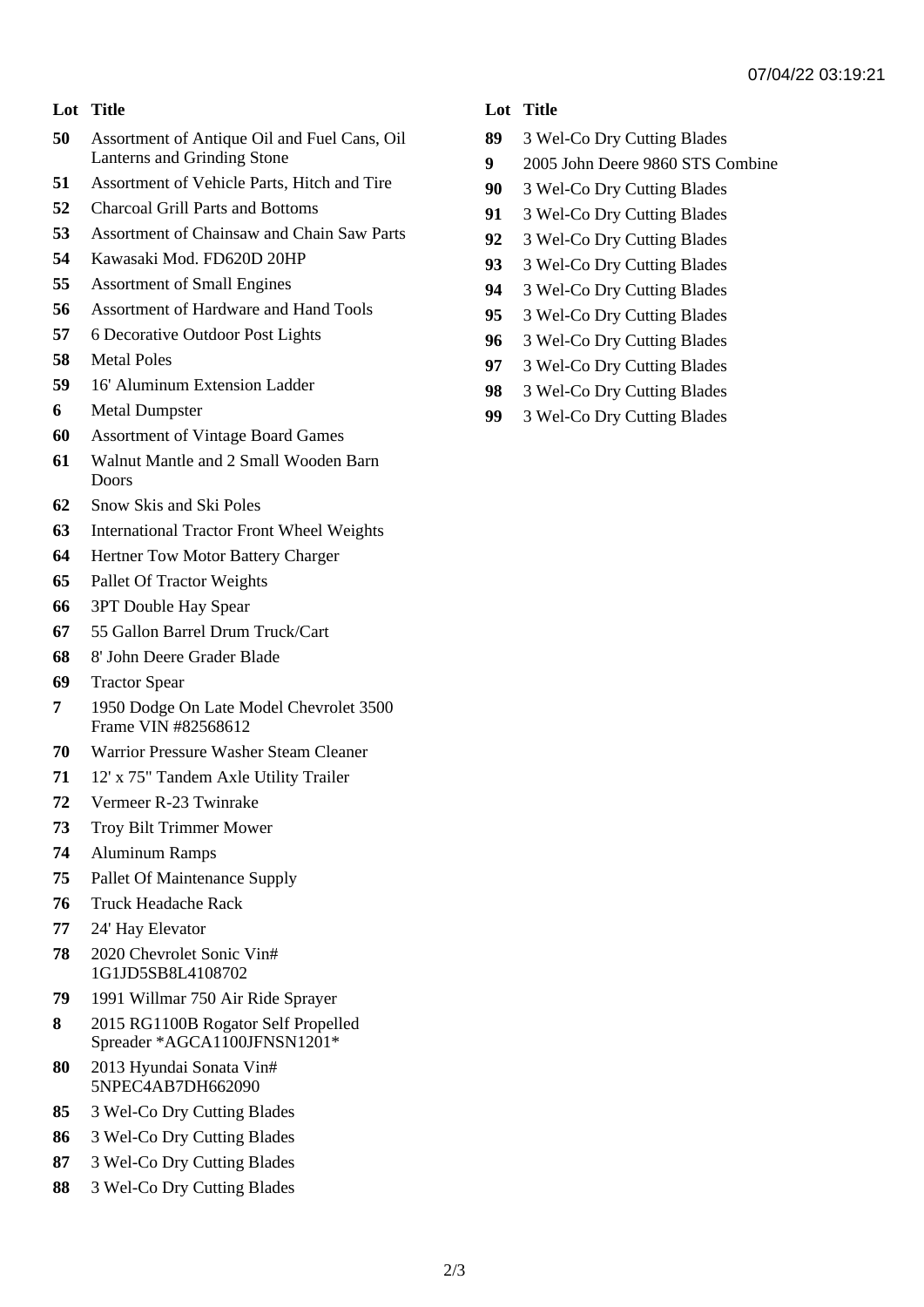| Lot | Title |
|---|---|
| **50** | Assortment of Antique Oil and Fuel Cans, Oil Lanterns and Grinding Stone |
| **51** | Assortment of Vehicle Parts, Hitch and Tire |
| **52** | Charcoal Grill Parts and Bottoms |
| **53** | Assortment of Chainsaw and Chain Saw Parts |
| **54** | Kawasaki Mod. FD620D 20HP |
| **55** | Assortment of Small Engines |
| **56** | Assortment of Hardware and Hand Tools |
| **57** | 6 Decorative Outdoor Post Lights |
| **58** | Metal Poles |
| **59** | 16' Aluminum Extension Ladder |
| **6** | Metal Dumpster |
| **60** | Assortment of Vintage Board Games |
| **61** | Walnut Mantle and 2 Small Wooden Barn Doors |
| **62** | Snow Skis and Ski Poles |
| **63** | International Tractor Front Wheel Weights |
| **64** | Hertner Tow Motor Battery Charger |
| **65** | Pallet Of Tractor Weights |
| **66** | 3PT Double Hay Spear |
| **67** | 55 Gallon Barrel Drum Truck/Cart |
| **68** | 8' John Deere Grader Blade |
| **69** | Tractor Spear |
| **7** | 1950 Dodge On Late Model Chevrolet 3500 Frame VIN #82568612 |
| **70** | Warrior Pressure Washer Steam Cleaner |
| **71** | 12' x 75" Tandem Axle Utility Trailer |
| **72** | Vermeer R-23 Twinrake |
| **73** | Troy Bilt Trimmer Mower |
| **74** | Aluminum Ramps |
| **75** | Pallet Of Maintenance Supply |
| **76** | Truck Headache Rack |
| **77** | 24' Hay Elevator |
| **78** | 2020 Chevrolet Sonic Vin# 1G1JD5SB8L4108702 |
| **79** | 1991 Willmar 750 Air Ride Sprayer |
| **8** | 2015 RG1100B Rogator Self Propelled Spreader *AGCA1100JFNSN1201* |
| **80** | 2013 Hyundai Sonata Vin# 5NPEC4AB7DH662090 |
| **85** | 3 Wel-Co Dry Cutting Blades |
| **86** | 3 Wel-Co Dry Cutting Blades |
| **87** | 3 Wel-Co Dry Cutting Blades |
| **88** | 3 Wel-Co Dry Cutting Blades |
| **89** | 3 Wel-Co Dry Cutting Blades |
| **9** | 2005 John Deere 9860 STS Combine |
| **90** | 3 Wel-Co Dry Cutting Blades |
| **91** | 3 Wel-Co Dry Cutting Blades |
| **92** | 3 Wel-Co Dry Cutting Blades |
| **93** | 3 Wel-Co Dry Cutting Blades |
| **94** | 3 Wel-Co Dry Cutting Blades |
| **95** | 3 Wel-Co Dry Cutting Blades |
| **96** | 3 Wel-Co Dry Cutting Blades |
| **97** | 3 Wel-Co Dry Cutting Blades |
| **98** | 3 Wel-Co Dry Cutting Blades |
| **99** | 3 Wel-Co Dry Cutting Blades |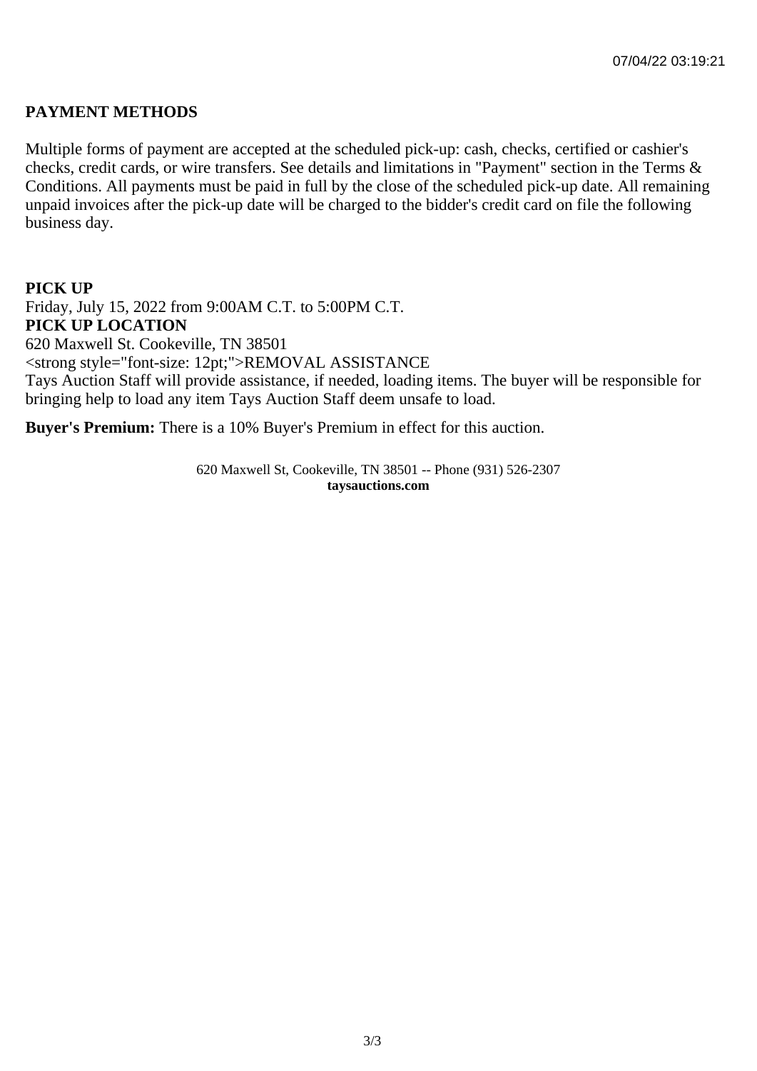**PAYMENT METHODS**

Multiple forms of payment are accepted at the scheduled pick-up: cash, checks, certified or cashier's checks, credit cards, or wire transfers. See details and limitations in "Payment" section in the Terms & Conditions. All payments must be paid in full by the close of the scheduled pick-up date. All remaining unpaid invoices after the pick-up date will be charged to the bidder's credit card on file the following business day.

**PICK UP**
Friday, July 15, 2022 from 9:00AM C.T. to 5:00PM C.T.
**PICK UP LOCATION**
620 Maxwell St. Cookeville, TN 38501
<strong style="font-size: 12pt;">REMOVAL ASSISTANCE
Tays Auction Staff will provide assistance, if needed, loading items. The buyer will be responsible for bringing help to load any item Tays Auction Staff deem unsafe to load.

**Buyer's Premium:** There is a 10% Buyer's Premium in effect for this auction.

620 Maxwell St, Cookeville, TN 38501 -- Phone (931) 526-2307
**taysauctions.com**